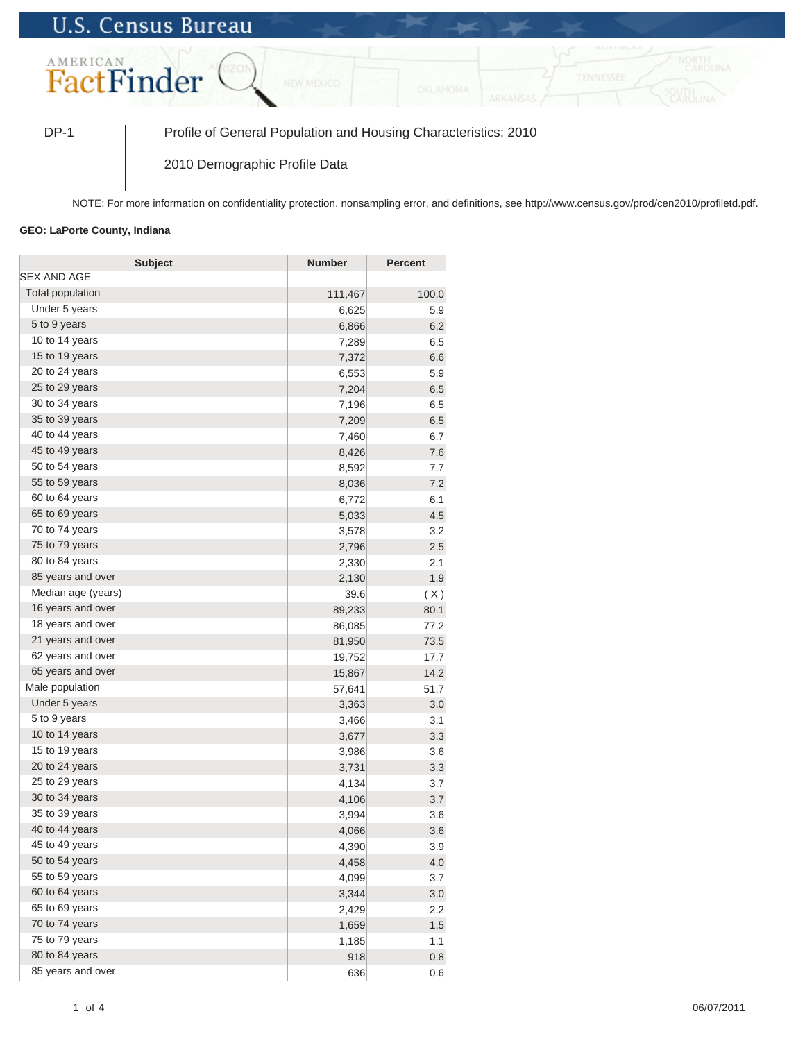U.S. Census Bureau

AMERICAN FactFinder

DP-1 | Profile of General Population and Housing Characteristics: 2010

2010 Demographic Profile Data

NOTE: For more information on confidentiality protection, nonsampling error, and definitions, see http://www.census.gov/prod/cen2010/profiletd.pdf.

**GEO: LaPorte County, Indiana**

| Subject | Number | Percent |
|---|---|---|
| SEX AND AGE | | |
| Total population | 111,467 | 100.0 |
| Under 5 years | 6,625 | 5.9 |
| 5 to 9 years | 6,866 | 6.2 |
| 10 to 14 years | 7,289 | 6.5 |
| 15 to 19 years | 7,372 | 6.6 |
| 20 to 24 years | 6,553 | 5.9 |
| 25 to 29 years | 7,204 | 6.5 |
| 30 to 34 years | 7,196 | 6.5 |
| 35 to 39 years | 7,209 | 6.5 |
| 40 to 44 years | 7,460 | 6.7 |
| 45 to 49 years | 8,426 | 7.6 |
| 50 to 54 years | 8,592 | 7.7 |
| 55 to 59 years | 8,036 | 7.2 |
| 60 to 64 years | 6,772 | 6.1 |
| 65 to 69 years | 5,033 | 4.5 |
| 70 to 74 years | 3,578 | 3.2 |
| 75 to 79 years | 2,796 | 2.5 |
| 80 to 84 years | 2,330 | 2.1 |
| 85 years and over | 2,130 | 1.9 |
| Median age (years) | 39.6 | ( X ) |
| 16 years and over | 89,233 | 80.1 |
| 18 years and over | 86,085 | 77.2 |
| 21 years and over | 81,950 | 73.5 |
| 62 years and over | 19,752 | 17.7 |
| 65 years and over | 15,867 | 14.2 |
| Male population | 57,641 | 51.7 |
| Under 5 years | 3,363 | 3.0 |
| 5 to 9 years | 3,466 | 3.1 |
| 10 to 14 years | 3,677 | 3.3 |
| 15 to 19 years | 3,986 | 3.6 |
| 20 to 24 years | 3,731 | 3.3 |
| 25 to 29 years | 4,134 | 3.7 |
| 30 to 34 years | 4,106 | 3.7 |
| 35 to 39 years | 3,994 | 3.6 |
| 40 to 44 years | 4,066 | 3.6 |
| 45 to 49 years | 4,390 | 3.9 |
| 50 to 54 years | 4,458 | 4.0 |
| 55 to 59 years | 4,099 | 3.7 |
| 60 to 64 years | 3,344 | 3.0 |
| 65 to 69 years | 2,429 | 2.2 |
| 70 to 74 years | 1,659 | 1.5 |
| 75 to 79 years | 1,185 | 1.1 |
| 80 to 84 years | 918 | 0.8 |
| 85 years and over | 636 | 0.6 |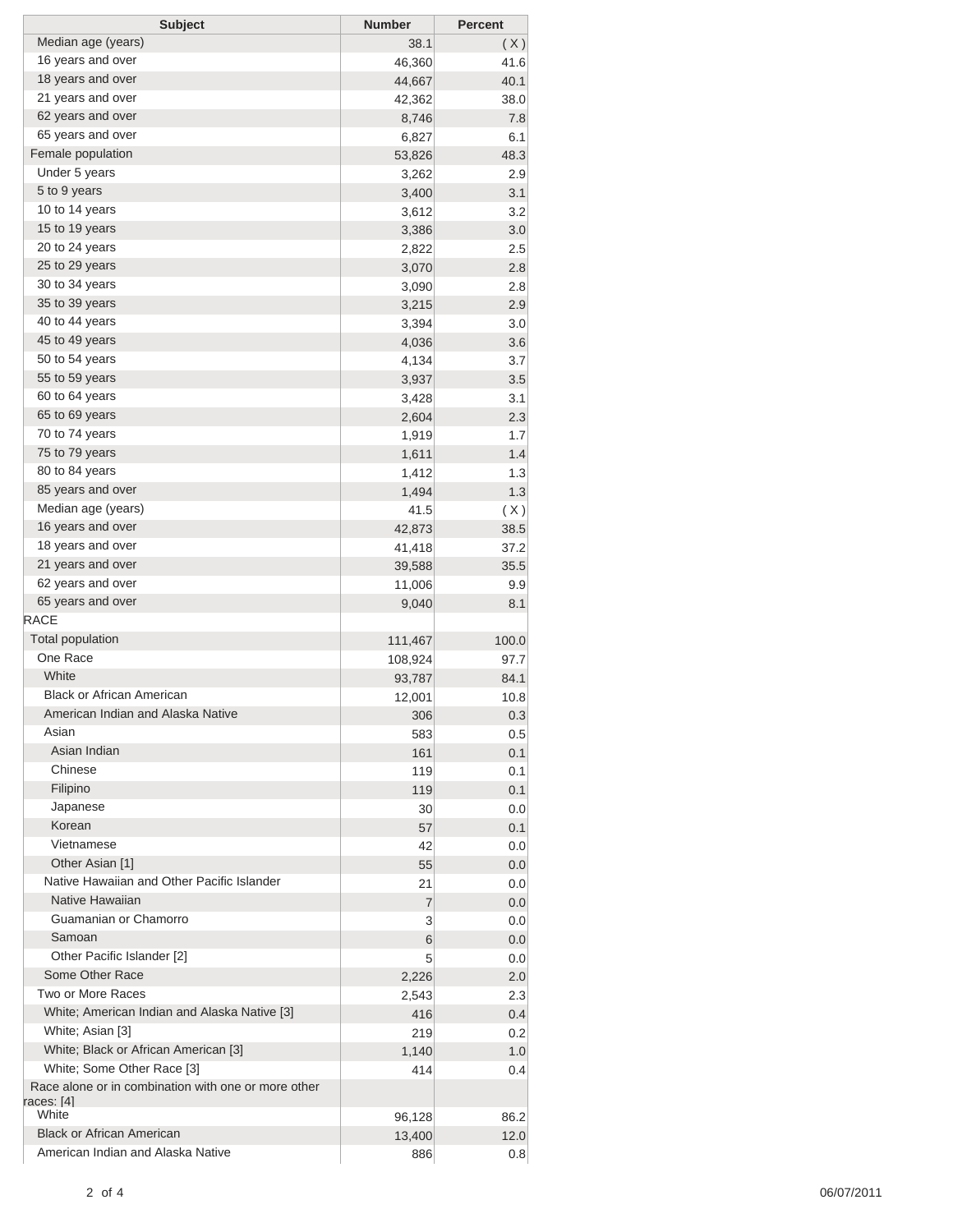| Subject | Number | Percent |
|---|---|---|
| Median age (years) | 38.1 | ( X ) |
| 16 years and over | 46,360 | 41.6 |
| 18 years and over | 44,667 | 40.1 |
| 21 years and over | 42,362 | 38.0 |
| 62 years and over | 8,746 | 7.8 |
| 65 years and over | 6,827 | 6.1 |
| Female population | 53,826 | 48.3 |
| Under 5 years | 3,262 | 2.9 |
| 5 to 9 years | 3,400 | 3.1 |
| 10 to 14 years | 3,612 | 3.2 |
| 15 to 19 years | 3,386 | 3.0 |
| 20 to 24 years | 2,822 | 2.5 |
| 25 to 29 years | 3,070 | 2.8 |
| 30 to 34 years | 3,090 | 2.8 |
| 35 to 39 years | 3,215 | 2.9 |
| 40 to 44 years | 3,394 | 3.0 |
| 45 to 49 years | 4,036 | 3.6 |
| 50 to 54 years | 4,134 | 3.7 |
| 55 to 59 years | 3,937 | 3.5 |
| 60 to 64 years | 3,428 | 3.1 |
| 65 to 69 years | 2,604 | 2.3 |
| 70 to 74 years | 1,919 | 1.7 |
| 75 to 79 years | 1,611 | 1.4 |
| 80 to 84 years | 1,412 | 1.3 |
| 85 years and over | 1,494 | 1.3 |
| Median age (years) | 41.5 | ( X ) |
| 16 years and over | 42,873 | 38.5 |
| 18 years and over | 41,418 | 37.2 |
| 21 years and over | 39,588 | 35.5 |
| 62 years and over | 11,006 | 9.9 |
| 65 years and over | 9,040 | 8.1 |
| RACE | | |
| Total population | 111,467 | 100.0 |
| One Race | 108,924 | 97.7 |
| White | 93,787 | 84.1 |
| Black or African American | 12,001 | 10.8 |
| American Indian and Alaska Native | 306 | 0.3 |
| Asian | 583 | 0.5 |
| Asian Indian | 161 | 0.1 |
| Chinese | 119 | 0.1 |
| Filipino | 119 | 0.1 |
| Japanese | 30 | 0.0 |
| Korean | 57 | 0.1 |
| Vietnamese | 42 | 0.0 |
| Other Asian [1] | 55 | 0.0 |
| Native Hawaiian and Other Pacific Islander | 21 | 0.0 |
| Native Hawaiian | 7 | 0.0 |
| Guamanian or Chamorro | 3 | 0.0 |
| Samoan | 6 | 0.0 |
| Other Pacific Islander [2] | 5 | 0.0 |
| Some Other Race | 2,226 | 2.0 |
| Two or More Races | 2,543 | 2.3 |
| White; American Indian and Alaska Native [3] | 416 | 0.4 |
| White; Asian [3] | 219 | 0.2 |
| White; Black or African American [3] | 1,140 | 1.0 |
| White; Some Other Race [3] | 414 | 0.4 |
| Race alone or in combination with one or more other races: [4] | | |
| White | 96,128 | 86.2 |
| Black or African American | 13,400 | 12.0 |
| American Indian and Alaska Native | 886 | 0.8 |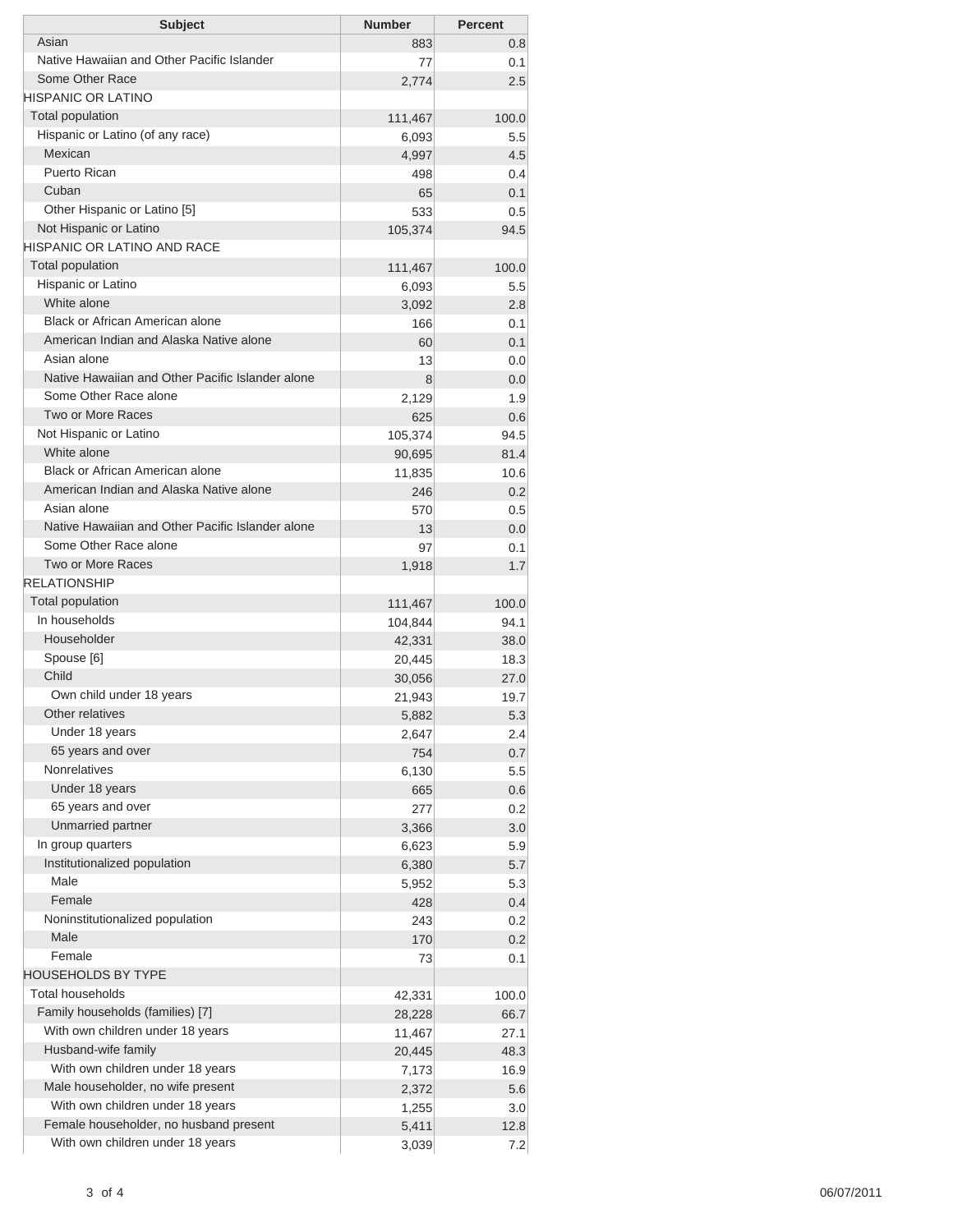| Subject | Number | Percent |
|---|---|---|
| Asian | 883 | 0.8 |
| Native Hawaiian and Other Pacific Islander | 77 | 0.1 |
| Some Other Race | 2,774 | 2.5 |
| HISPANIC OR LATINO | | |
| Total population | 111,467 | 100.0 |
| Hispanic or Latino (of any race) | 6,093 | 5.5 |
| Mexican | 4,997 | 4.5 |
| Puerto Rican | 498 | 0.4 |
| Cuban | 65 | 0.1 |
| Other Hispanic or Latino [5] | 533 | 0.5 |
| Not Hispanic or Latino | 105,374 | 94.5 |
| HISPANIC OR LATINO AND RACE | | |
| Total population | 111,467 | 100.0 |
| Hispanic or Latino | 6,093 | 5.5 |
| White alone | 3,092 | 2.8 |
| Black or African American alone | 166 | 0.1 |
| American Indian and Alaska Native alone | 60 | 0.1 |
| Asian alone | 13 | 0.0 |
| Native Hawaiian and Other Pacific Islander alone | 8 | 0.0 |
| Some Other Race alone | 2,129 | 1.9 |
| Two or More Races | 625 | 0.6 |
| Not Hispanic or Latino | 105,374 | 94.5 |
| White alone | 90,695 | 81.4 |
| Black or African American alone | 11,835 | 10.6 |
| American Indian and Alaska Native alone | 246 | 0.2 |
| Asian alone | 570 | 0.5 |
| Native Hawaiian and Other Pacific Islander alone | 13 | 0.0 |
| Some Other Race alone | 97 | 0.1 |
| Two or More Races | 1,918 | 1.7 |
| RELATIONSHIP | | |
| Total population | 111,467 | 100.0 |
| In households | 104,844 | 94.1 |
| Householder | 42,331 | 38.0 |
| Spouse [6] | 20,445 | 18.3 |
| Child | 30,056 | 27.0 |
| Own child under 18 years | 21,943 | 19.7 |
| Other relatives | 5,882 | 5.3 |
| Under 18 years | 2,647 | 2.4 |
| 65 years and over | 754 | 0.7 |
| Nonrelatives | 6,130 | 5.5 |
| Under 18 years | 665 | 0.6 |
| 65 years and over | 277 | 0.2 |
| Unmarried partner | 3,366 | 3.0 |
| In group quarters | 6,623 | 5.9 |
| Institutionalized population | 6,380 | 5.7 |
| Male | 5,952 | 5.3 |
| Female | 428 | 0.4 |
| Noninstitutionalized population | 243 | 0.2 |
| Male | 170 | 0.2 |
| Female | 73 | 0.1 |
| HOUSEHOLDS BY TYPE | | |
| Total households | 42,331 | 100.0 |
| Family households (families) [7] | 28,228 | 66.7 |
| With own children under 18 years | 11,467 | 27.1 |
| Husband-wife family | 20,445 | 48.3 |
| With own children under 18 years | 7,173 | 16.9 |
| Male householder, no wife present | 2,372 | 5.6 |
| With own children under 18 years | 1,255 | 3.0 |
| Female householder, no husband present | 5,411 | 12.8 |
| With own children under 18 years | 3,039 | 7.2 |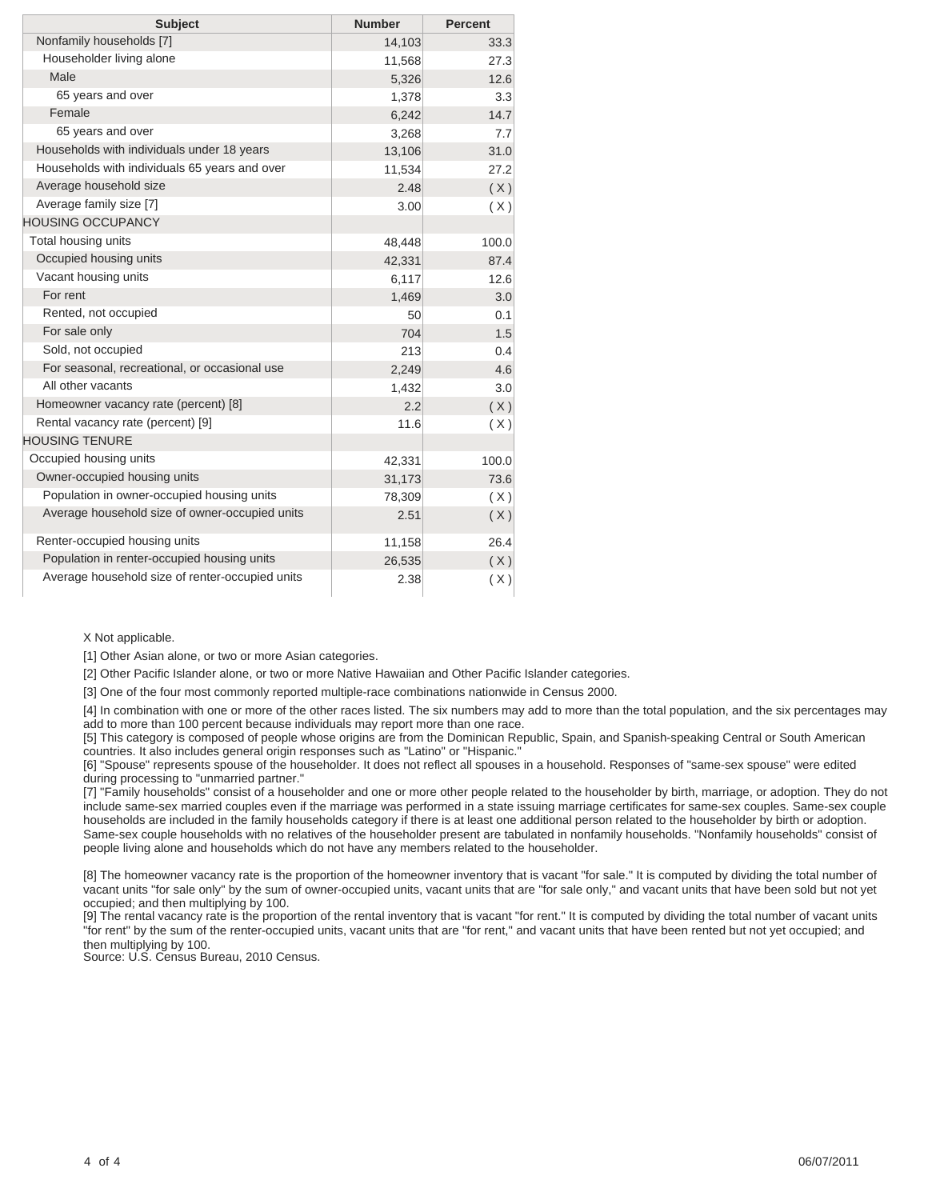| Subject | Number | Percent |
| --- | --- | --- |
| Nonfamily households [7] | 14,103 | 33.3 |
| Householder living alone | 11,568 | 27.3 |
| Male | 5,326 | 12.6 |
| 65 years and over | 1,378 | 3.3 |
| Female | 6,242 | 14.7 |
| 65 years and over | 3,268 | 7.7 |
| Households with individuals under 18 years | 13,106 | 31.0 |
| Households with individuals 65 years and over | 11,534 | 27.2 |
| Average household size | 2.48 | ( X ) |
| Average family size [7] | 3.00 | ( X ) |
| HOUSING OCCUPANCY | | |
| Total housing units | 48,448 | 100.0 |
| Occupied housing units | 42,331 | 87.4 |
| Vacant housing units | 6,117 | 12.6 |
| For rent | 1,469 | 3.0 |
| Rented, not occupied | 50 | 0.1 |
| For sale only | 704 | 1.5 |
| Sold, not occupied | 213 | 0.4 |
| For seasonal, recreational, or occasional use | 2,249 | 4.6 |
| All other vacants | 1,432 | 3.0 |
| Homeowner vacancy rate (percent) [8] | 2.2 | ( X ) |
| Rental vacancy rate (percent) [9] | 11.6 | ( X ) |
| HOUSING TENURE | | |
| Occupied housing units | 42,331 | 100.0 |
| Owner-occupied housing units | 31,173 | 73.6 |
| Population in owner-occupied housing units | 78,309 | ( X ) |
| Average household size of owner-occupied units | 2.51 | ( X ) |
| Renter-occupied housing units | 11,158 | 26.4 |
| Population in renter-occupied housing units | 26,535 | ( X ) |
| Average household size of renter-occupied units | 2.38 | ( X ) |

X Not applicable.

[1] Other Asian alone, or two or more Asian categories.

[2] Other Pacific Islander alone, or two or more Native Hawaiian and Other Pacific Islander categories.

[3] One of the four most commonly reported multiple-race combinations nationwide in Census 2000.

[4] In combination with one or more of the other races listed. The six numbers may add to more than the total population, and the six percentages may add to more than 100 percent because individuals may report more than one race.

[5] This category is composed of people whose origins are from the Dominican Republic, Spain, and Spanish-speaking Central or South American countries. It also includes general origin responses such as "Latino" or "Hispanic."

[6] "Spouse" represents spouse of the householder. It does not reflect all spouses in a household. Responses of "same-sex spouse" were edited during processing to "unmarried partner."

[7] "Family households" consist of a householder and one or more other people related to the householder by birth, marriage, or adoption. They do not include same-sex married couples even if the marriage was performed in a state issuing marriage certificates for same-sex couples. Same-sex couple households are included in the family households category if there is at least one additional person related to the householder by birth or adoption. Same-sex couple households with no relatives of the householder present are tabulated in nonfamily households. "Nonfamily households" consist of people living alone and households which do not have any members related to the householder.

[8] The homeowner vacancy rate is the proportion of the homeowner inventory that is vacant "for sale." It is computed by dividing the total number of vacant units "for sale only" by the sum of owner-occupied units, vacant units that are "for sale only," and vacant units that have been sold but not yet occupied; and then multiplying by 100.

[9] The rental vacancy rate is the proportion of the rental inventory that is vacant "for rent." It is computed by dividing the total number of vacant units "for rent" by the sum of the renter-occupied units, vacant units that are "for rent," and vacant units that have been rented but not yet occupied; and then multiplying by 100.

Source: U.S. Census Bureau, 2010 Census.